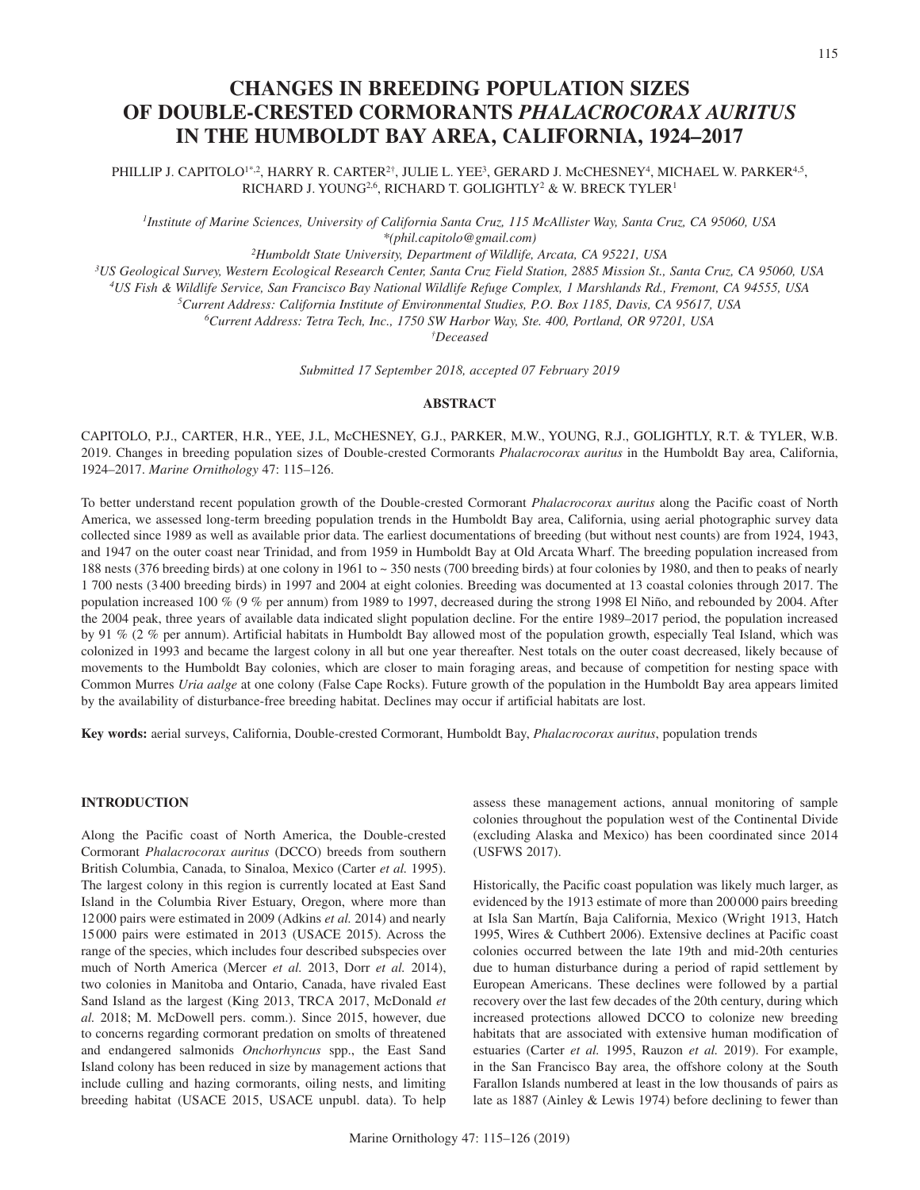# CHANGES IN BREEDING POPULATION SIZES OF DOUBLE-CRESTED CORMORANTS *PHALACROCORAX AURITUS* IN THE HUMBOLDT BAY AREA, CALIFORNIA, 1924–2017

PHILLIP J. CAPITOLO[1*,2], HARRY R. CARTER[2†], JULIE L. YEE[3], GERARD J. McCHESNEY[4], MICHAEL W. PARKER[4,5], RICHARD J. YOUNG[2,6], RICHARD T. GOLIGHTLY[2] & W. BRECK TYLER[1]

[1]*Institute of Marine Sciences, University of California Santa Cruz, 115 McAllister Way, Santa Cruz, CA 95060, USA*
*\*(phil.capitolo@gmail.com)*

[2]*Humboldt State University, Department of Wildlife, Arcata, CA 95221, USA*

[3]*US Geological Survey, Western Ecological Research Center, Santa Cruz Field Station, 2885 Mission St., Santa Cruz, CA 95060, USA*

[4]*US Fish & Wildlife Service, San Francisco Bay National Wildlife Refuge Complex, 1 Marshlands Rd., Fremont, CA 94555, USA*

[5]*Current Address: California Institute of Environmental Studies, P.O. Box 1185, Davis, CA 95617, USA*

[6]*Current Address: Tetra Tech, Inc., 1750 SW Harbor Way, Ste. 400, Portland, OR 97201, USA*

[†]*Deceased*

*Submitted 17 September 2018, accepted 07 February 2019*

## ABSTRACT

CAPITOLO, P.J., CARTER, H.R., YEE, J.L, McCHESNEY, G.J., PARKER, M.W., YOUNG, R.J., GOLIGHTLY, R.T. & TYLER, W.B. 2019. Changes in breeding population sizes of Double-crested Cormorants *Phalacrocorax auritus* in the Humboldt Bay area, California, 1924–2017. *Marine Ornithology* 47: 115–126.

To better understand recent population growth of the Double-crested Cormorant *Phalacrocorax auritus* along the Pacific coast of North America, we assessed long-term breeding population trends in the Humboldt Bay area, California, using aerial photographic survey data collected since 1989 as well as available prior data. The earliest documentations of breeding (but without nest counts) are from 1924, 1943, and 1947 on the outer coast near Trinidad, and from 1959 in Humboldt Bay at Old Arcata Wharf. The breeding population increased from 188 nests (376 breeding birds) at one colony in 1961 to ~ 350 nests (700 breeding birds) at four colonies by 1980, and then to peaks of nearly 1 700 nests (3 400 breeding birds) in 1997 and 2004 at eight colonies. Breeding was documented at 13 coastal colonies through 2017. The population increased 100 % (9 % per annum) from 1989 to 1997, decreased during the strong 1998 El Niño, and rebounded by 2004. After the 2004 peak, three years of available data indicated slight population decline. For the entire 1989–2017 period, the population increased by 91 % (2 % per annum). Artificial habitats in Humboldt Bay allowed most of the population growth, especially Teal Island, which was colonized in 1993 and became the largest colony in all but one year thereafter. Nest totals on the outer coast decreased, likely because of movements to the Humboldt Bay colonies, which are closer to main foraging areas, and because of competition for nesting space with Common Murres *Uria aalge* at one colony (False Cape Rocks). Future growth of the population in the Humboldt Bay area appears limited by the availability of disturbance-free breeding habitat. Declines may occur if artificial habitats are lost.

**Key words:** aerial surveys, California, Double-crested Cormorant, Humboldt Bay, *Phalacrocorax auritus*, population trends

## INTRODUCTION

Along the Pacific coast of North America, the Double-crested Cormorant *Phalacrocorax auritus* (DCCO) breeds from southern British Columbia, Canada, to Sinaloa, Mexico (Carter *et al.* 1995). The largest colony in this region is currently located at East Sand Island in the Columbia River Estuary, Oregon, where more than 12 000 pairs were estimated in 2009 (Adkins *et al.* 2014) and nearly 15 000 pairs were estimated in 2013 (USACE 2015). Across the range of the species, which includes four described subspecies over much of North America (Mercer *et al.* 2013, Dorr *et al.* 2014), two colonies in Manitoba and Ontario, Canada, have rivaled East Sand Island as the largest (King 2013, TRCA 2017, McDonald *et al.* 2018; M. McDowell pers. comm.). Since 2015, however, due to concerns regarding cormorant predation on smolts of threatened and endangered salmonids *Onchorhyncus* spp., the East Sand Island colony has been reduced in size by management actions that include culling and hazing cormorants, oiling nests, and limiting breeding habitat (USACE 2015, USACE unpubl. data). To help assess these management actions, annual monitoring of sample colonies throughout the population west of the Continental Divide (excluding Alaska and Mexico) has been coordinated since 2014 (USFWS 2017).

Historically, the Pacific coast population was likely much larger, as evidenced by the 1913 estimate of more than 200 000 pairs breeding at Isla San Martín, Baja California, Mexico (Wright 1913, Hatch 1995, Wires & Cuthbert 2006). Extensive declines at Pacific coast colonies occurred between the late 19th and mid-20th centuries due to human disturbance during a period of rapid settlement by European Americans. These declines were followed by a partial recovery over the last few decades of the 20th century, during which increased protections allowed DCCO to colonize new breeding habitats that are associated with extensive human modification of estuaries (Carter *et al.* 1995, Rauzon *et al.* 2019). For example, in the San Francisco Bay area, the offshore colony at the South Farallon Islands numbered at least in the low thousands of pairs as late as 1887 (Ainley & Lewis 1974) before declining to fewer than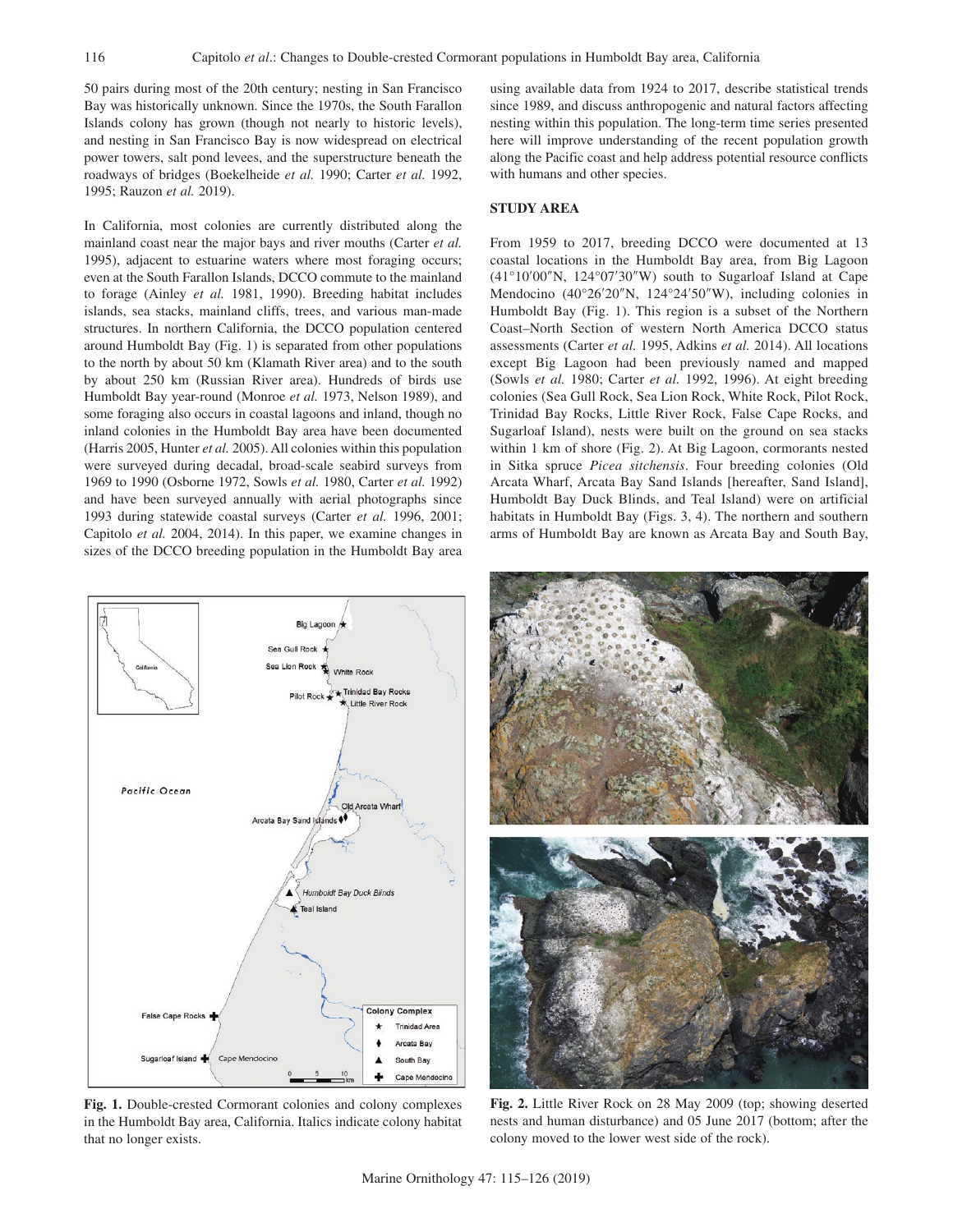50 pairs during most of the 20th century; nesting in San Francisco Bay was historically unknown. Since the 1970s, the South Farallon Islands colony has grown (though not nearly to historic levels), and nesting in San Francisco Bay is now widespread on electrical power towers, salt pond levees, and the superstructure beneath the roadways of bridges (Boekelheide *et al.* 1990; Carter *et al.* 1992, 1995; Rauzon *et al.* 2019).

In California, most colonies are currently distributed along the mainland coast near the major bays and river mouths (Carter *et al.* 1995), adjacent to estuarine waters where most foraging occurs; even at the South Farallon Islands, DCCO commute to the mainland to forage (Ainley *et al.* 1981, 1990). Breeding habitat includes islands, sea stacks, mainland cliffs, trees, and various man-made structures. In northern California, the DCCO population centered around Humboldt Bay (Fig. 1) is separated from other populations to the north by about 50 km (Klamath River area) and to the south by about 250 km (Russian River area). Hundreds of birds use Humboldt Bay year-round (Monroe *et al.* 1973, Nelson 1989), and some foraging also occurs in coastal lagoons and inland, though no inland colonies in the Humboldt Bay area have been documented (Harris 2005, Hunter *et al.* 2005). All colonies within this population were surveyed during decadal, broad-scale seabird surveys from 1969 to 1990 (Osborne 1972, Sowls *et al.* 1980, Carter *et al.* 1992) and have been surveyed annually with aerial photographs since 1993 during statewide coastal surveys (Carter *et al.* 1996, 2001; Capitolo *et al.* 2004, 2014). In this paper, we examine changes in sizes of the DCCO breeding population in the Humboldt Bay area using available data from 1924 to 2017, describe statistical trends since 1989, and discuss anthropogenic and natural factors affecting nesting within this population. The long-term time series presented here will improve understanding of the recent population growth along the Pacific coast and help address potential resource conflicts with humans and other species.

## STUDY AREA

From 1959 to 2017, breeding DCCO were documented at 13 coastal locations in the Humboldt Bay area, from Big Lagoon (41°10′00″N, 124°07′30″W) south to Sugarloaf Island at Cape Mendocino (40°26′20″N, 124°24′50″W), including colonies in Humboldt Bay (Fig. 1). This region is a subset of the Northern Coast–North Section of western North America DCCO status assessments (Carter *et al.* 1995, Adkins *et al.* 2014). All locations except Big Lagoon had been previously named and mapped (Sowls *et al.* 1980; Carter *et al.* 1992, 1996). At eight breeding colonies (Sea Gull Rock, Sea Lion Rock, White Rock, Pilot Rock, Trinidad Bay Rocks, Little River Rock, False Cape Rocks, and Sugarloaf Island), nests were built on the ground on sea stacks within 1 km of shore (Fig. 2). At Big Lagoon, cormorants nested in Sitka spruce *Picea sitchensis*. Four breeding colonies (Old Arcata Wharf, Arcata Bay Sand Islands [hereafter, Sand Island], Humboldt Bay Duck Blinds, and Teal Island) were on artificial habitats in Humboldt Bay (Figs. 3, 4). The northern and southern arms of Humboldt Bay are known as Arcata Bay and South Bay,

**Fig. 1.** Double-crested Cormorant colonies and colony complexes in the Humboldt Bay area, California. Italics indicate colony habitat that no longer exists.

**Fig. 2.** Little River Rock on 28 May 2009 (top; showing deserted nests and human disturbance) and 05 June 2017 (bottom; after the colony moved to the lower west side of the rock).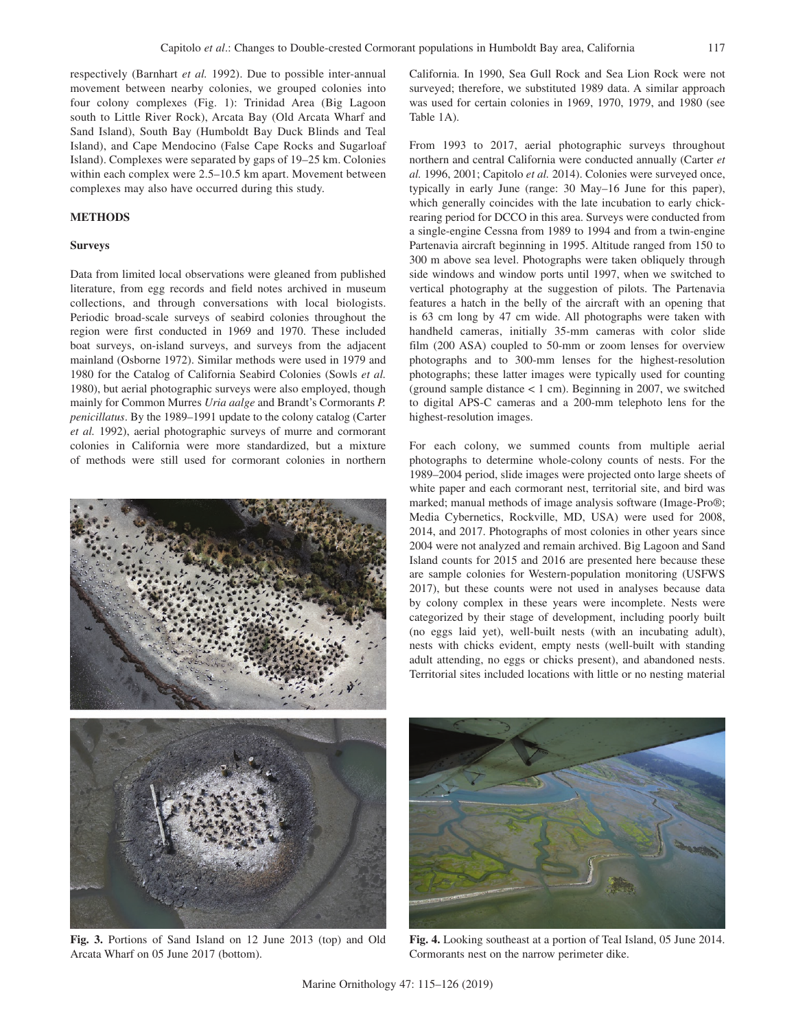respectively (Barnhart *et al.* 1992). Due to possible inter-annual movement between nearby colonies, we grouped colonies into four colony complexes (Fig. 1): Trinidad Area (Big Lagoon south to Little River Rock), Arcata Bay (Old Arcata Wharf and Sand Island), South Bay (Humboldt Bay Duck Blinds and Teal Island), and Cape Mendocino (False Cape Rocks and Sugarloaf Island). Complexes were separated by gaps of 19–25 km. Colonies within each complex were 2.5–10.5 km apart. Movement between complexes may also have occurred during this study.

## METHODS

### Surveys

Data from limited local observations were gleaned from published literature, from egg records and field notes archived in museum collections, and through conversations with local biologists. Periodic broad-scale surveys of seabird colonies throughout the region were first conducted in 1969 and 1970. These included boat surveys, on-island surveys, and surveys from the adjacent mainland (Osborne 1972). Similar methods were used in 1979 and 1980 for the Catalog of California Seabird Colonies (Sowls *et al.* 1980), but aerial photographic surveys were also employed, though mainly for Common Murres *Uria aalge* and Brandt's Cormorants *P. penicillatus*. By the 1989–1991 update to the colony catalog (Carter *et al.* 1992), aerial photographic surveys of murre and cormorant colonies in California were more standardized, but a mixture of methods were still used for cormorant colonies in northern California. In 1990, Sea Gull Rock and Sea Lion Rock were not surveyed; therefore, we substituted 1989 data. A similar approach was used for certain colonies in 1969, 1970, 1979, and 1980 (see Table 1A).

From 1993 to 2017, aerial photographic surveys throughout northern and central California were conducted annually (Carter *et al.* 1996, 2001; Capitolo *et al.* 2014). Colonies were surveyed once, typically in early June (range: 30 May–16 June for this paper), which generally coincides with the late incubation to early chick-rearing period for DCCO in this area. Surveys were conducted from a single-engine Cessna from 1989 to 1994 and from a twin-engine Partenavia aircraft beginning in 1995. Altitude ranged from 150 to 300 m above sea level. Photographs were taken obliquely through side windows and window ports until 1997, when we switched to vertical photography at the suggestion of pilots. The Partenavia features a hatch in the belly of the aircraft with an opening that is 63 cm long by 47 cm wide. All photographs were taken with handheld cameras, initially 35-mm cameras with color slide film (200 ASA) coupled to 50-mm or zoom lenses for overview photographs and to 300-mm lenses for the highest-resolution photographs; these latter images were typically used for counting (ground sample distance < 1 cm). Beginning in 2007, we switched to digital APS-C cameras and a 200-mm telephoto lens for the highest-resolution images.

For each colony, we summed counts from multiple aerial photographs to determine whole-colony counts of nests. For the 1989–2004 period, slide images were projected onto large sheets of white paper and each cormorant nest, territorial site, and bird was marked; manual methods of image analysis software (Image-Pro®; Media Cybernetics, Rockville, MD, USA) were used for 2008, 2014, and 2017. Photographs of most colonies in other years since 2004 were not analyzed and remain archived. Big Lagoon and Sand Island counts for 2015 and 2016 are presented here because these are sample colonies for Western-population monitoring (USFWS 2017), but these counts were not used in analyses because data by colony complex in these years were incomplete. Nests were categorized by their stage of development, including poorly built (no eggs laid yet), well-built nests (with an incubating adult), nests with chicks evident, empty nests (well-built with standing adult attending, no eggs or chicks present), and abandoned nests. Territorial sites included locations with little or no nesting material

**Fig. 3.** Portions of Sand Island on 12 June 2013 (top) and Old Arcata Wharf on 05 June 2017 (bottom).

**Fig. 4.** Looking southeast at a portion of Teal Island, 05 June 2014. Cormorants nest on the narrow perimeter dike.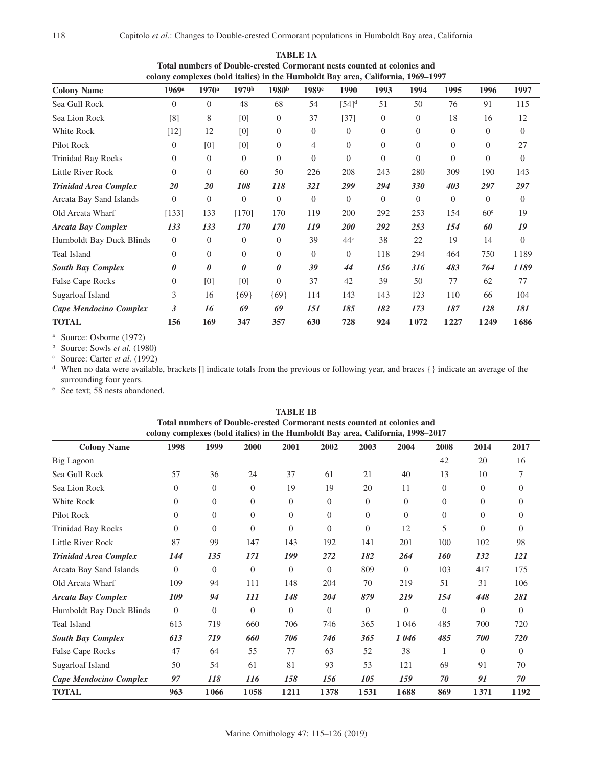**TABLE 1A**
**Total numbers of Double-crested Cormorant nests counted at colonies and colony complexes (bold italics) in the Humboldt Bay area, California, 1969–1997**

| Colony Name | 1969[a] | 1970[a] | 1979[b] | 1980[b] | 1989[c] | 1990 | 1993 | 1994 | 1995 | 1996 | 1997 |
|---|---|---|---|---|---|---|---|---|---|---|---|
| Sea Gull Rock | 0 | 0 | 48 | 68 | 54 | [54][d] | 51 | 50 | 76 | 91 | 115 |
| Sea Lion Rock | [8] | 8 | [0] | 0 | 37 | [37] | 0 | 0 | 18 | 16 | 12 |
| White Rock | [12] | 12 | [0] | 0 | 0 | 0 | 0 | 0 | 0 | 0 | 0 |
| Pilot Rock | 0 | [0] | [0] | 0 | 4 | 0 | 0 | 0 | 0 | 0 | 27 |
| Trinidad Bay Rocks | 0 | 0 | 0 | 0 | 0 | 0 | 0 | 0 | 0 | 0 | 0 |
| Little River Rock | 0 | 0 | 60 | 50 | 226 | 208 | 243 | 280 | 309 | 190 | 143 |
| ***Trinidad Area Complex*** | ***20*** | ***20*** | ***108*** | ***118*** | ***321*** | ***299*** | ***294*** | ***330*** | ***403*** | ***297*** | ***297*** |
| Arcata Bay Sand Islands | 0 | 0 | 0 | 0 | 0 | 0 | 0 | 0 | 0 | 0 | 0 |
| Old Arcata Wharf | [133] | 133 | [170] | 170 | 119 | 200 | 292 | 253 | 154 | 60[e] | 19 |
| ***Arcata Bay Complex*** | ***133*** | ***133*** | ***170*** | ***170*** | ***119*** | ***200*** | ***292*** | ***253*** | ***154*** | ***60*** | ***19*** |
| Humboldt Bay Duck Blinds | 0 | 0 | 0 | 0 | 39 | 44[c] | 38 | 22 | 19 | 14 | 0 |
| Teal Island | 0 | 0 | 0 | 0 | 0 | 0 | 118 | 294 | 464 | 750 | 1 189 |
| ***South Bay Complex*** | ***0*** | ***0*** | ***0*** | ***0*** | ***39*** | ***44*** | ***156*** | ***316*** | ***483*** | ***764*** | ***1 189*** |
| False Cape Rocks | 0 | [0] | [0] | 0 | 37 | 42 | 39 | 50 | 77 | 62 | 77 |
| Sugarloaf Island | 3 | 16 | {69} | {69} | 114 | 143 | 143 | 123 | 110 | 66 | 104 |
| ***Cape Mendocino Complex*** | ***3*** | ***16*** | ***69*** | ***69*** | ***151*** | ***185*** | ***182*** | ***173*** | ***187*** | ***128*** | ***181*** |
| **TOTAL** | **156** | **169** | **347** | **357** | **630** | **728** | **924** | **1 072** | **1 227** | **1 249** | **1 686** |

[a] Source: Osborne (1972)
[b] Source: Sowls *et al.* (1980)
[c] Source: Carter *et al.* (1992)
[d] When no data were available, brackets [] indicate totals from the previous or following year, and braces {} indicate an average of the surrounding four years.
[e] See text; 58 nests abandoned.

**TABLE 1B**
**Total numbers of Double-crested Cormorant nests counted at colonies and colony complexes (bold italics) in the Humboldt Bay area, California, 1998–2017**

| Colony Name | 1998 | 1999 | 2000 | 2001 | 2002 | 2003 | 2004 | 2008 | 2014 | 2017 |
|---|---|---|---|---|---|---|---|---|---|---|
| Big Lagoon | | | | | | | | 42 | 20 | 16 |
| Sea Gull Rock | 57 | 36 | 24 | 37 | 61 | 21 | 40 | 13 | 10 | 7 |
| Sea Lion Rock | 0 | 0 | 0 | 19 | 19 | 20 | 11 | 0 | 0 | 0 |
| White Rock | 0 | 0 | 0 | 0 | 0 | 0 | 0 | 0 | 0 | 0 |
| Pilot Rock | 0 | 0 | 0 | 0 | 0 | 0 | 0 | 0 | 0 | 0 |
| Trinidad Bay Rocks | 0 | 0 | 0 | 0 | 0 | 0 | 12 | 5 | 0 | 0 |
| Little River Rock | 87 | 99 | 147 | 143 | 192 | 141 | 201 | 100 | 102 | 98 |
| ***Trinidad Area Complex*** | ***144*** | ***135*** | ***171*** | ***199*** | ***272*** | ***182*** | ***264*** | ***160*** | ***132*** | ***121*** |
| Arcata Bay Sand Islands | 0 | 0 | 0 | 0 | 0 | 809 | 0 | 103 | 417 | 175 |
| Old Arcata Wharf | 109 | 94 | 111 | 148 | 204 | 70 | 219 | 51 | 31 | 106 |
| ***Arcata Bay Complex*** | ***109*** | ***94*** | ***111*** | ***148*** | ***204*** | ***879*** | ***219*** | ***154*** | ***448*** | ***281*** |
| Humboldt Bay Duck Blinds | 0 | 0 | 0 | 0 | 0 | 0 | 0 | 0 | 0 | 0 |
| Teal Island | 613 | 719 | 660 | 706 | 746 | 365 | 1 046 | 485 | 700 | 720 |
| ***South Bay Complex*** | ***613*** | ***719*** | ***660*** | ***706*** | ***746*** | ***365*** | ***1 046*** | ***485*** | ***700*** | ***720*** |
| False Cape Rocks | 47 | 64 | 55 | 77 | 63 | 52 | 38 | 1 | 0 | 0 |
| Sugarloaf Island | 50 | 54 | 61 | 81 | 93 | 53 | 121 | 69 | 91 | 70 |
| ***Cape Mendocino Complex*** | ***97*** | ***118*** | ***116*** | ***158*** | ***156*** | ***105*** | ***159*** | ***70*** | ***91*** | ***70*** |
| **TOTAL** | **963** | **1 066** | **1 058** | **1 211** | **1 378** | **1 531** | **1 688** | **869** | **1 371** | **1 192** |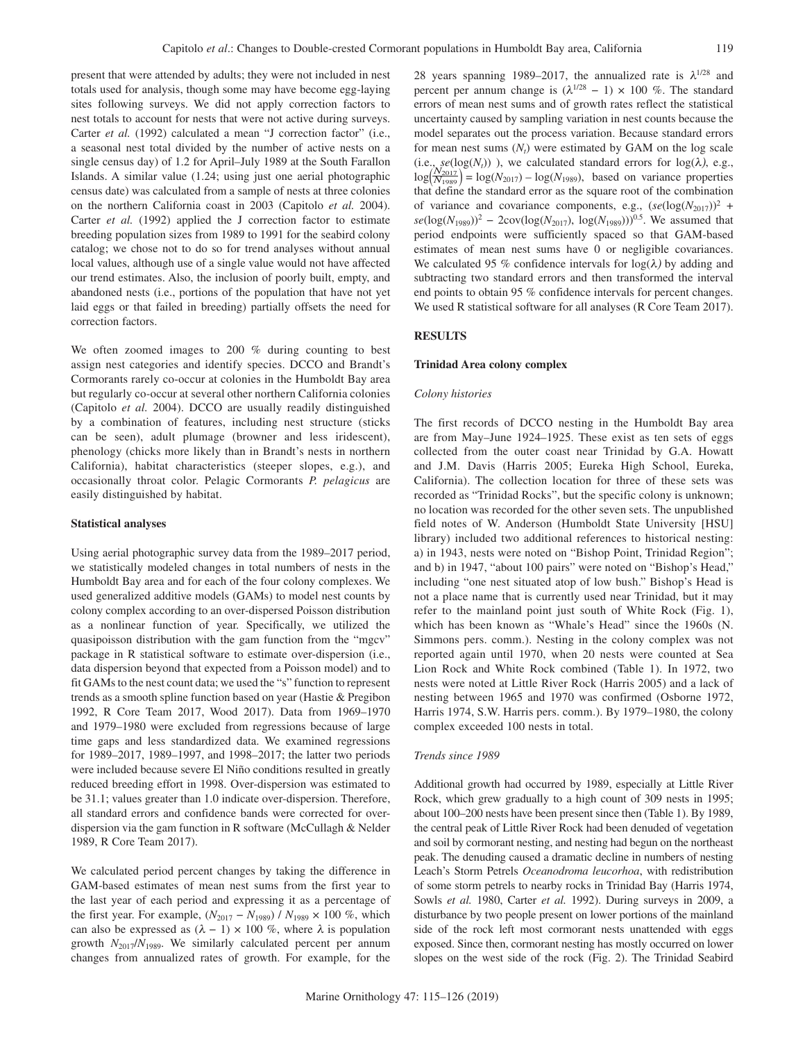present that were attended by adults; they were not included in nest totals used for analysis, though some may have become egg-laying sites following surveys. We did not apply correction factors to nest totals to account for nests that were not active during surveys. Carter *et al.* (1992) calculated a mean "J correction factor" (i.e., a seasonal nest total divided by the number of active nests on a single census day) of 1.2 for April–July 1989 at the South Farallon Islands. A similar value (1.24; using just one aerial photographic census date) was calculated from a sample of nests at three colonies on the northern California coast in 2003 (Capitolo *et al.* 2004). Carter *et al.* (1992) applied the J correction factor to estimate breeding population sizes from 1989 to 1991 for the seabird colony catalog; we chose not to do so for trend analyses without annual local values, although use of a single value would not have affected our trend estimates. Also, the inclusion of poorly built, empty, and abandoned nests (i.e., portions of the population that have not yet laid eggs or that failed in breeding) partially offsets the need for correction factors.

We often zoomed images to 200 % during counting to best assign nest categories and identify species. DCCO and Brandt's Cormorants rarely co-occur at colonies in the Humboldt Bay area but regularly co-occur at several other northern California colonies (Capitolo *et al.* 2004). DCCO are usually readily distinguished by a combination of features, including nest structure (sticks can be seen), adult plumage (browner and less iridescent), phenology (chicks more likely than in Brandt's nests in northern California), habitat characteristics (steeper slopes, e.g.), and occasionally throat color. Pelagic Cormorants *P. pelagicus* are easily distinguished by habitat.

### Statistical analyses

Using aerial photographic survey data from the 1989–2017 period, we statistically modeled changes in total numbers of nests in the Humboldt Bay area and for each of the four colony complexes. We used generalized additive models (GAMs) to model nest counts by colony complex according to an over-dispersed Poisson distribution as a nonlinear function of year. Specifically, we utilized the quasipoisson distribution with the gam function from the "mgcv" package in R statistical software to estimate over-dispersion (i.e., data dispersion beyond that expected from a Poisson model) and to fit GAMs to the nest count data; we used the "s" function to represent trends as a smooth spline function based on year (Hastie & Pregibon 1992, R Core Team 2017, Wood 2017). Data from 1969–1970 and 1979–1980 were excluded from regressions because of large time gaps and less standardized data. We examined regressions for 1989–2017, 1989–1997, and 1998–2017; the latter two periods were included because severe El Niño conditions resulted in greatly reduced breeding effort in 1998. Over-dispersion was estimated to be 31.1; values greater than 1.0 indicate over-dispersion. Therefore, all standard errors and confidence bands were corrected for over-dispersion via the gam function in R software (McCullagh & Nelder 1989, R Core Team 2017).

We calculated period percent changes by taking the difference in GAM-based estimates of mean nest sums from the first year to the last year of each period and expressing it as a percentage of the first year. For example, $(N_{2017} - N_{1989}) / N_{1989} \times 100$ %, which can also be expressed as $(\lambda - 1) \times 100$ %, where $\lambda$ is population growth $N_{2017}/N_{1989}$. We similarly calculated percent per annum changes from annualized rates of growth. For example, for the 28 years spanning 1989–2017, the annualized rate is $\lambda^{1/28}$ and percent per annum change is $(\lambda^{1/28} - 1) \times 100$ %. The standard errors of mean nest sums and of growth rates reflect the statistical uncertainty caused by sampling variation in nest counts because the model separates out the process variation. Because standard errors for mean nest sums ($N_t$) were estimated by GAM on the log scale (i.e., $se(\log(N_t))$ ), we calculated standard errors for $\log(\lambda)$, e.g., $\log\left(\frac{N_{2017}}{N_{1989}}\right) = \log(N_{2017}) - \log(N_{1989})$, based on variance properties that define the standard error as the square root of the combination of variance and covariance components, e.g., $(se(\log(N_{2017}))^2 + se(\log(N_{1989}))^2 - 2\text{cov}(\log(N_{2017}), \log(N_{1989})))^{0.5}$. We assumed that period endpoints were sufficiently spaced so that GAM-based estimates of mean nest sums have 0 or negligible covariances. We calculated 95 % confidence intervals for $\log(\lambda)$ by adding and subtracting two standard errors and then transformed the interval end points to obtain 95 % confidence intervals for percent changes. We used R statistical software for all analyses (R Core Team 2017).

## RESULTS

### Trinidad Area colony complex

#### *Colony histories*

The first records of DCCO nesting in the Humboldt Bay area are from May–June 1924–1925. These exist as ten sets of eggs collected from the outer coast near Trinidad by G.A. Howatt and J.M. Davis (Harris 2005; Eureka High School, Eureka, California). The collection location for three of these sets was recorded as "Trinidad Rocks", but the specific colony is unknown; no location was recorded for the other seven sets. The unpublished field notes of W. Anderson (Humboldt State University [HSU] library) included two additional references to historical nesting: a) in 1943, nests were noted on "Bishop Point, Trinidad Region"; and b) in 1947, "about 100 pairs" were noted on "Bishop's Head," including "one nest situated atop of low bush." Bishop's Head is not a place name that is currently used near Trinidad, but it may refer to the mainland point just south of White Rock (Fig. 1), which has been known as "Whale's Head" since the 1960s (N. Simmons pers. comm.). Nesting in the colony complex was not reported again until 1970, when 20 nests were counted at Sea Lion Rock and White Rock combined (Table 1). In 1972, two nests were noted at Little River Rock (Harris 2005) and a lack of nesting between 1965 and 1970 was confirmed (Osborne 1972, Harris 1974, S.W. Harris pers. comm.). By 1979–1980, the colony complex exceeded 100 nests in total.

#### *Trends since 1989*

Additional growth had occurred by 1989, especially at Little River Rock, which grew gradually to a high count of 309 nests in 1995; about 100–200 nests have been present since then (Table 1). By 1989, the central peak of Little River Rock had been denuded of vegetation and soil by cormorant nesting, and nesting had begun on the northeast peak. The denuding caused a dramatic decline in numbers of nesting Leach's Storm Petrels *Oceanodroma leucorhoa*, with redistribution of some storm petrels to nearby rocks in Trinidad Bay (Harris 1974, Sowls *et al.* 1980, Carter *et al.* 1992). During surveys in 2009, a disturbance by two people present on lower portions of the mainland side of the rock left most cormorant nests unattended with eggs exposed. Since then, cormorant nesting has mostly occurred on lower slopes on the west side of the rock (Fig. 2). The Trinidad Seabird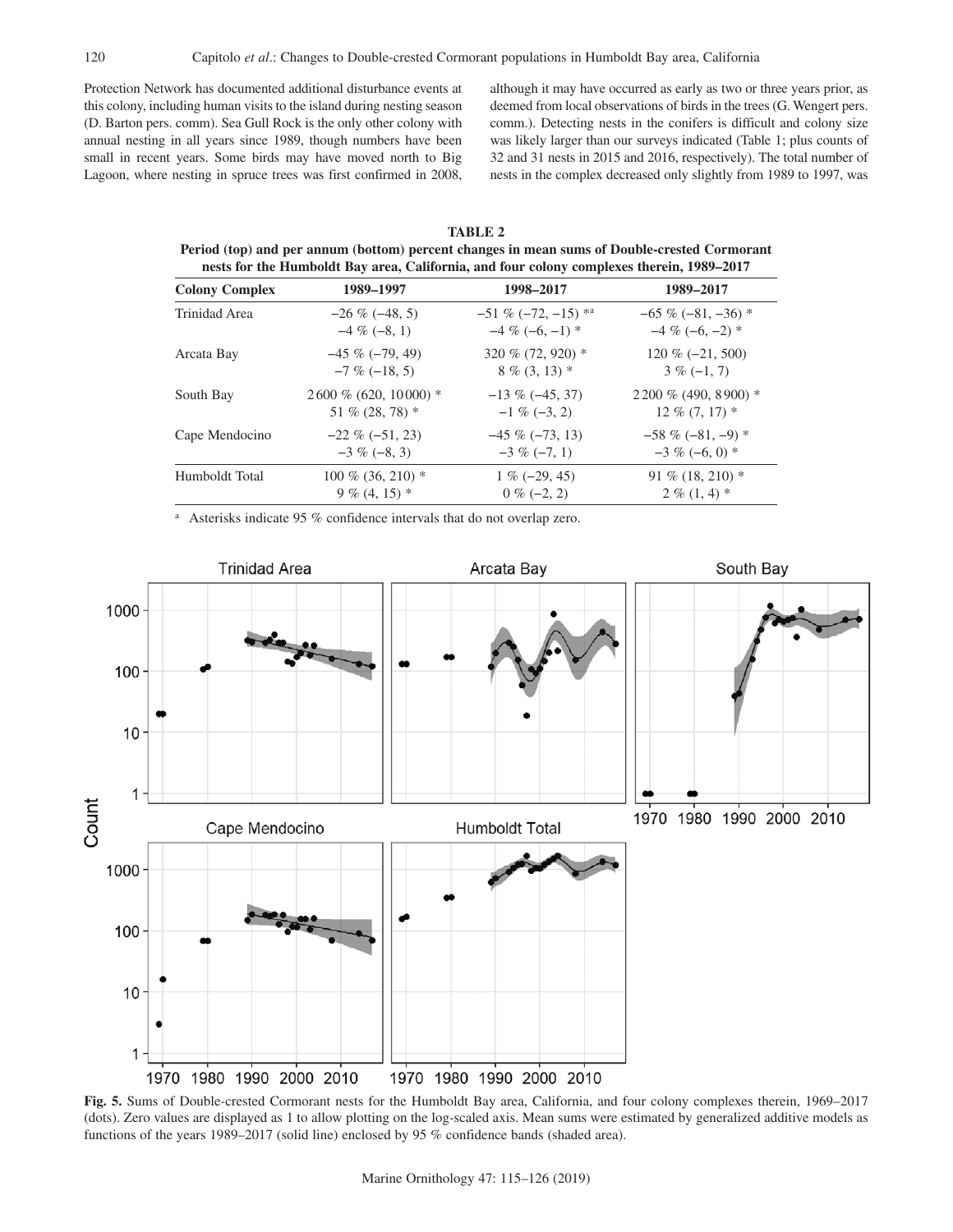Protection Network has documented additional disturbance events at this colony, including human visits to the island during nesting season (D. Barton pers. comm). Sea Gull Rock is the only other colony with annual nesting in all years since 1989, though numbers have been small in recent years. Some birds may have moved north to Big Lagoon, where nesting in spruce trees was first confirmed in 2008, although it may have occurred as early as two or three years prior, as deemed from local observations of birds in the trees (G. Wengert pers. comm.). Detecting nests in the conifers is difficult and colony size was likely larger than our surveys indicated (Table 1; plus counts of 32 and 31 nests in 2015 and 2016, respectively). The total number of nests in the complex decreased only slightly from 1989 to 1997, was

**TABLE 2**
**Period (top) and per annum (bottom) percent changes in mean sums of Double-crested Cormorant nests for the Humboldt Bay area, California, and four colony complexes therein, 1989–2017**

| Colony Complex | 1989–1997 | 1998–2017 | 1989–2017 |
|---|---|---|---|
| Trinidad Area | −26 % (−48, 5)<br>−4 % (−8, 1) | −51 % (−72, −15) *[a]<br>−4 % (−6, −1) * | −65 % (−81, −36) *<br>−4 % (−6, −2) * |
| Arcata Bay | −45 % (−79, 49)<br>−7 % (−18, 5) | 320 % (72, 920) *<br>8 % (3, 13) * | 120 % (−21, 500)<br>3 % (−1, 7) |
| South Bay | 2600 % (620, 10000) *<br>51 % (28, 78) * | −13 % (−45, 37)<br>−1 % (−3, 2) | 2200 % (490, 8900) *<br>12 % (7, 17) * |
| Cape Mendocino | −22 % (−51, 23)<br>−3 % (−8, 3) | −45 % (−73, 13)<br>−3 % (−7, 1) | −58 % (−81, −9) *<br>−3 % (−6, 0) * |
| Humboldt Total | 100 % (36, 210) *<br>9 % (4, 15) * | 1 % (−29, 45)<br>0 % (−2, 2) | 91 % (18, 210) *<br>2 % (1, 4) * |

[a] Asterisks indicate 95 % confidence intervals that do not overlap zero.

**Fig. 5.** Sums of Double-crested Cormorant nests for the Humboldt Bay area, California, and four colony complexes therein, 1969–2017 (dots). Zero values are displayed as 1 to allow plotting on the log-scaled axis. Mean sums were estimated by generalized additive models as functions of the years 1989–2017 (solid line) enclosed by 95 % confidence bands (shaded area).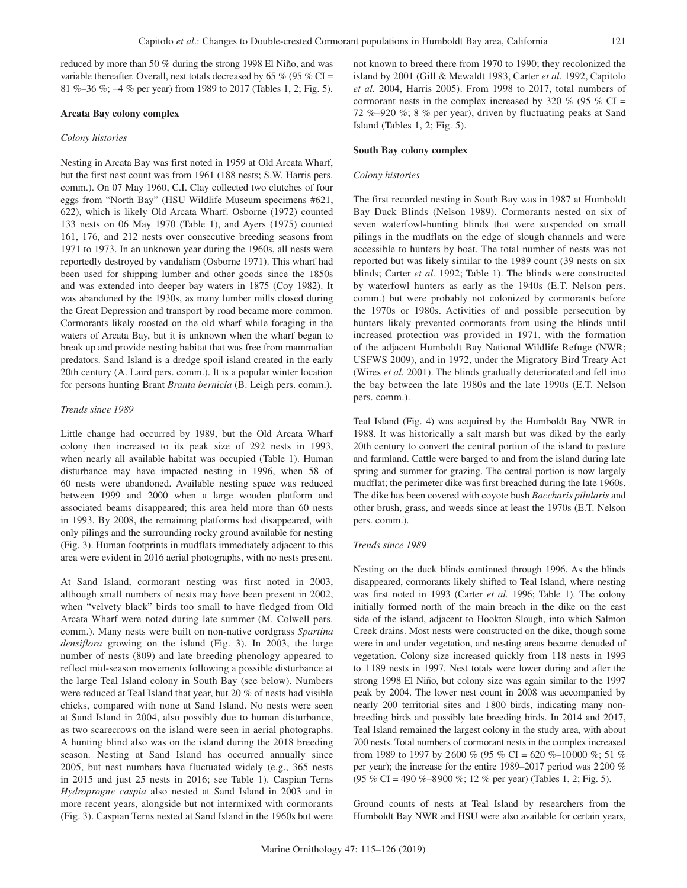reduced by more than 50 % during the strong 1998 El Niño, and was variable thereafter. Overall, nest totals decreased by 65 % (95 % CI = 81 %–36 %; –4 % per year) from 1989 to 2017 (Tables 1, 2; Fig. 5).

### Arcata Bay colony complex

#### *Colony histories*

Nesting in Arcata Bay was first noted in 1959 at Old Arcata Wharf, but the first nest count was from 1961 (188 nests; S.W. Harris pers. comm.). On 07 May 1960, C.I. Clay collected two clutches of four eggs from "North Bay" (HSU Wildlife Museum specimens #621, 622), which is likely Old Arcata Wharf. Osborne (1972) counted 133 nests on 06 May 1970 (Table 1), and Ayers (1975) counted 161, 176, and 212 nests over consecutive breeding seasons from 1971 to 1973. In an unknown year during the 1960s, all nests were reportedly destroyed by vandalism (Osborne 1971). This wharf had been used for shipping lumber and other goods since the 1850s and was extended into deeper bay waters in 1875 (Coy 1982). It was abandoned by the 1930s, as many lumber mills closed during the Great Depression and transport by road became more common. Cormorants likely roosted on the old wharf while foraging in the waters of Arcata Bay, but it is unknown when the wharf began to break up and provide nesting habitat that was free from mammalian predators. Sand Island is a dredge spoil island created in the early 20th century (A. Laird pers. comm.). It is a popular winter location for persons hunting Brant *Branta bernicla* (B. Leigh pers. comm.).

#### *Trends since 1989*

Little change had occurred by 1989, but the Old Arcata Wharf colony then increased to its peak size of 292 nests in 1993, when nearly all available habitat was occupied (Table 1). Human disturbance may have impacted nesting in 1996, when 58 of 60 nests were abandoned. Available nesting space was reduced between 1999 and 2000 when a large wooden platform and associated beams disappeared; this area held more than 60 nests in 1993. By 2008, the remaining platforms had disappeared, with only pilings and the surrounding rocky ground available for nesting (Fig. 3). Human footprints in mudflats immediately adjacent to this area were evident in 2016 aerial photographs, with no nests present.

At Sand Island, cormorant nesting was first noted in 2003, although small numbers of nests may have been present in 2002, when "velvety black" birds too small to have fledged from Old Arcata Wharf were noted during late summer (M. Colwell pers. comm.). Many nests were built on non-native cordgrass *Spartina densiflora* growing on the island (Fig. 3). In 2003, the large number of nests (809) and late breeding phenology appeared to reflect mid-season movements following a possible disturbance at the large Teal Island colony in South Bay (see below). Numbers were reduced at Teal Island that year, but 20 % of nests had visible chicks, compared with none at Sand Island. No nests were seen at Sand Island in 2004, also possibly due to human disturbance, as two scarecrows on the island were seen in aerial photographs. A hunting blind also was on the island during the 2018 breeding season. Nesting at Sand Island has occurred annually since 2005, but nest numbers have fluctuated widely (e.g., 365 nests in 2015 and just 25 nests in 2016; see Table 1). Caspian Terns *Hydroprogne caspia* also nested at Sand Island in 2003 and in more recent years, alongside but not intermixed with cormorants (Fig. 3). Caspian Terns nested at Sand Island in the 1960s but were not known to breed there from 1970 to 1990; they recolonized the island by 2001 (Gill & Mewaldt 1983, Carter *et al.* 1992, Capitolo *et al.* 2004, Harris 2005). From 1998 to 2017, total numbers of cormorant nests in the complex increased by 320 % (95 % CI = 72 %–920 %; 8 % per year), driven by fluctuating peaks at Sand Island (Tables 1, 2; Fig. 5).

### South Bay colony complex

#### *Colony histories*

The first recorded nesting in South Bay was in 1987 at Humboldt Bay Duck Blinds (Nelson 1989). Cormorants nested on six of seven waterfowl-hunting blinds that were suspended on small pilings in the mudflats on the edge of slough channels and were accessible to hunters by boat. The total number of nests was not reported but was likely similar to the 1989 count (39 nests on six blinds; Carter *et al.* 1992; Table 1). The blinds were constructed by waterfowl hunters as early as the 1940s (E.T. Nelson pers. comm.) but were probably not colonized by cormorants before the 1970s or 1980s. Activities of and possible persecution by hunters likely prevented cormorants from using the blinds until increased protection was provided in 1971, with the formation of the adjacent Humboldt Bay National Wildlife Refuge (NWR; USFWS 2009), and in 1972, under the Migratory Bird Treaty Act (Wires *et al.* 2001). The blinds gradually deteriorated and fell into the bay between the late 1980s and the late 1990s (E.T. Nelson pers. comm.).

Teal Island (Fig. 4) was acquired by the Humboldt Bay NWR in 1988. It was historically a salt marsh but was diked by the early 20th century to convert the central portion of the island to pasture and farmland. Cattle were barged to and from the island during late spring and summer for grazing. The central portion is now largely mudflat; the perimeter dike was first breached during the late 1960s. The dike has been covered with coyote bush *Baccharis pilularis* and other brush, grass, and weeds since at least the 1970s (E.T. Nelson pers. comm.).

#### *Trends since 1989*

Nesting on the duck blinds continued through 1996. As the blinds disappeared, cormorants likely shifted to Teal Island, where nesting was first noted in 1993 (Carter *et al.* 1996; Table 1). The colony initially formed north of the main breach in the dike on the east side of the island, adjacent to Hookton Slough, into which Salmon Creek drains. Most nests were constructed on the dike, though some were in and under vegetation, and nesting areas became denuded of vegetation. Colony size increased quickly from 118 nests in 1993 to 1 189 nests in 1997. Nest totals were lower during and after the strong 1998 El Niño, but colony size was again similar to the 1997 peak by 2004. The lower nest count in 2008 was accompanied by nearly 200 territorial sites and 1 800 birds, indicating many non-breeding birds and possibly late breeding birds. In 2014 and 2017, Teal Island remained the largest colony in the study area, with about 700 nests. Total numbers of cormorant nests in the complex increased from 1989 to 1997 by 2 600 % (95 % CI = 620 %–10 000 %; 51 % per year); the increase for the entire 1989–2017 period was 2 200 % (95 % CI = 490 %–8 900 %; 12 % per year) (Tables 1, 2; Fig. 5).

Ground counts of nests at Teal Island by researchers from the Humboldt Bay NWR and HSU were also available for certain years,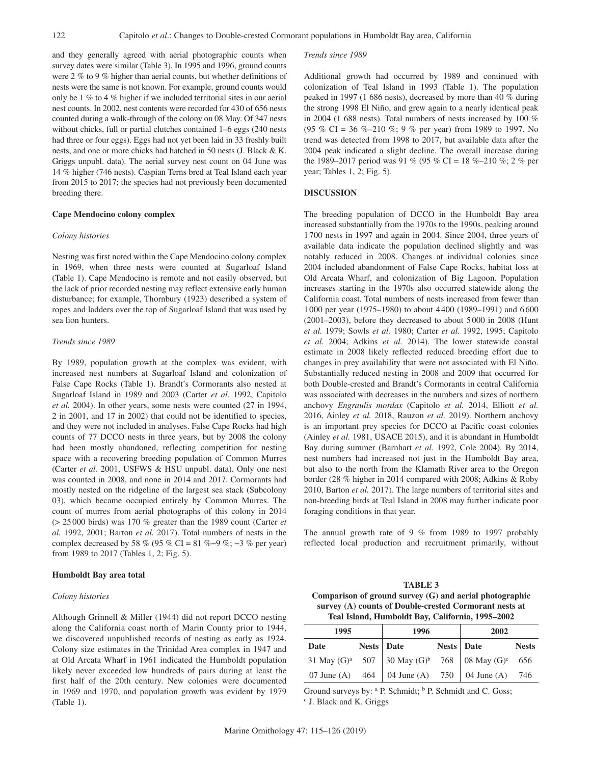and they generally agreed with aerial photographic counts when survey dates were similar (Table 3). In 1995 and 1996, ground counts were 2 % to 9 % higher than aerial counts, but whether definitions of nests were the same is not known. For example, ground counts would only be 1 % to 4 % higher if we included territorial sites in our aerial nest counts. In 2002, nest contents were recorded for 430 of 656 nests counted during a walk-through of the colony on 08 May. Of 347 nests without chicks, full or partial clutches contained 1–6 eggs (240 nests had three or four eggs). Eggs had not yet been laid in 33 freshly built nests, and one or more chicks had hatched in 50 nests (J. Black & K. Griggs unpubl. data). The aerial survey nest count on 04 June was 14 % higher (746 nests). Caspian Terns bred at Teal Island each year from 2015 to 2017; the species had not previously been documented breeding there.

### Cape Mendocino colony complex

*Colony histories*

Nesting was first noted within the Cape Mendocino colony complex in 1969, when three nests were counted at Sugarloaf Island (Table 1). Cape Mendocino is remote and not easily observed, but the lack of prior recorded nesting may reflect extensive early human disturbance; for example, Thornbury (1923) described a system of ropes and ladders over the top of Sugarloaf Island that was used by sea lion hunters.

*Trends since 1989*

By 1989, population growth at the complex was evident, with increased nest numbers at Sugarloaf Island and colonization of False Cape Rocks (Table 1). Brandt's Cormorants also nested at Sugarloaf Island in 1989 and 2003 (Carter *et al.* 1992, Capitolo *et al.* 2004). In other years, some nests were counted (27 in 1994, 2 in 2001, and 17 in 2002) that could not be identified to species, and they were not included in analyses. False Cape Rocks had high counts of 77 DCCO nests in three years, but by 2008 the colony had been mostly abandoned, reflecting competition for nesting space with a recovering breeding population of Common Murres (Carter *et al.* 2001, USFWS & HSU unpubl. data). Only one nest was counted in 2008, and none in 2014 and 2017. Cormorants had mostly nested on the ridgeline of the largest sea stack (Subcolony 03), which became occupied entirely by Common Murres. The count of murres from aerial photographs of this colony in 2014 (> 25 000 birds) was 170 % greater than the 1989 count (Carter *et al.* 1992, 2001; Barton *et al.* 2017). Total numbers of nests in the complex decreased by 58 % (95 % CI = 81 %–9 %; −3 % per year) from 1989 to 2017 (Tables 1, 2; Fig. 5).

### Humboldt Bay area total

*Colony histories*

Although Grinnell & Miller (1944) did not report DCCO nesting along the California coast north of Marin County prior to 1944, we discovered unpublished records of nesting as early as 1924. Colony size estimates in the Trinidad Area complex in 1947 and at Old Arcata Wharf in 1961 indicated the Humboldt population likely never exceeded low hundreds of pairs during at least the first half of the 20th century. New colonies were documented in 1969 and 1970, and population growth was evident by 1979 (Table 1).

*Trends since 1989*

Additional growth had occurred by 1989 and continued with colonization of Teal Island in 1993 (Table 1). The population peaked in 1997 (1 686 nests), decreased by more than 40 % during the strong 1998 El Niño, and grew again to a nearly identical peak in 2004 (1 688 nests). Total numbers of nests increased by 100 % (95 % CI = 36 %–210 %; 9 % per year) from 1989 to 1997. No trend was detected from 1998 to 2017, but available data after the 2004 peak indicated a slight decline. The overall increase during the 1989–2017 period was 91 % (95 % CI = 18 %–210 %; 2 % per year; Tables 1, 2; Fig. 5).

## DISCUSSION

The breeding population of DCCO in the Humboldt Bay area increased substantially from the 1970s to the 1990s, peaking around 1 700 nests in 1997 and again in 2004. Since 2004, three years of available data indicate the population declined slightly and was notably reduced in 2008. Changes at individual colonies since 2004 included abandonment of False Cape Rocks, habitat loss at Old Arcata Wharf, and colonization of Big Lagoon. Population increases starting in the 1970s also occurred statewide along the California coast. Total numbers of nests increased from fewer than 1 000 per year (1975–1980) to about 4 400 (1989–1991) and 6 600 (2001–2003), before they decreased to about 5 000 in 2008 (Hunt *et al.* 1979; Sowls *et al.* 1980; Carter *et al.* 1992, 1995; Capitolo *et al.* 2004; Adkins *et al.* 2014). The lower statewide coastal estimate in 2008 likely reflected reduced breeding effort due to changes in prey availability that were not associated with El Niño. Substantially reduced nesting in 2008 and 2009 that occurred for both Double-crested and Brandt's Cormorants in central California was associated with decreases in the numbers and sizes of northern anchovy *Engraulis mordax* (Capitolo *et al.* 2014, Elliott *et al.* 2016, Ainley *et al.* 2018, Rauzon *et al.* 2019). Northern anchovy is an important prey species for DCCO at Pacific coast colonies (Ainley *et al.* 1981, USACE 2015), and it is abundant in Humboldt Bay during summer (Barnhart *et al.* 1992, Cole 2004). By 2014, nest numbers had increased not just in the Humboldt Bay area, but also to the north from the Klamath River area to the Oregon border (28 % higher in 2014 compared with 2008; Adkins & Roby 2010, Barton *et al.* 2017). The large numbers of territorial sites and non-breeding birds at Teal Island in 2008 may further indicate poor foraging conditions in that year.

The annual growth rate of 9 % from 1989 to 1997 probably reflected local production and recruitment primarily, without

**TABLE 3**
**Comparison of ground survey (G) and aerial photographic survey (A) counts of Double-crested Cormorant nests at Teal Island, Humboldt Bay, California, 1995–2002**

| 1995 | | 1996 | | 2002 | |
|---|---|---|---|---|---|
| Date | Nests | Date | Nests | Date | Nests |
| 31 May (G)[a] | 507 | 30 May (G)[b] | 768 | 08 May (G)[c] | 656 |
| 07 June (A) | 464 | 04 June (A) | 750 | 04 June (A) | 746 |

Ground surveys by: [a] P. Schmidt; [b] P. Schmidt and C. Goss; [c] J. Black and K. Griggs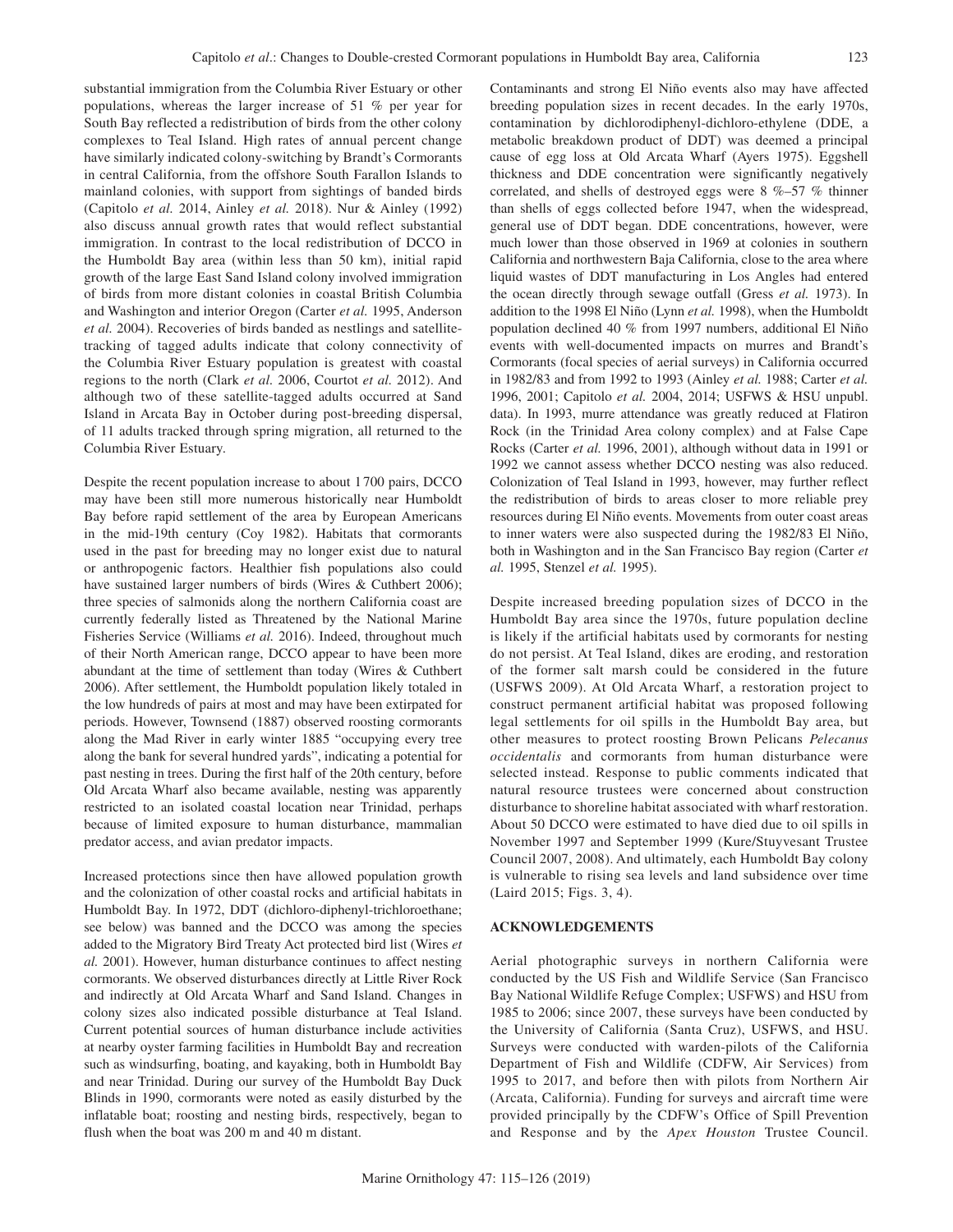substantial immigration from the Columbia River Estuary or other populations, whereas the larger increase of 51 % per year for South Bay reflected a redistribution of birds from the other colony complexes to Teal Island. High rates of annual percent change have similarly indicated colony-switching by Brandt's Cormorants in central California, from the offshore South Farallon Islands to mainland colonies, with support from sightings of banded birds (Capitolo *et al.* 2014, Ainley *et al.* 2018). Nur & Ainley (1992) also discuss annual growth rates that would reflect substantial immigration. In contrast to the local redistribution of DCCO in the Humboldt Bay area (within less than 50 km), initial rapid growth of the large East Sand Island colony involved immigration of birds from more distant colonies in coastal British Columbia and Washington and interior Oregon (Carter *et al.* 1995, Anderson *et al.* 2004). Recoveries of birds banded as nestlings and satellite-tracking of tagged adults indicate that colony connectivity of the Columbia River Estuary population is greatest with coastal regions to the north (Clark *et al.* 2006, Courtot *et al.* 2012). And although two of these satellite-tagged adults occurred at Sand Island in Arcata Bay in October during post-breeding dispersal, of 11 adults tracked through spring migration, all returned to the Columbia River Estuary.

Despite the recent population increase to about 1700 pairs, DCCO may have been still more numerous historically near Humboldt Bay before rapid settlement of the area by European Americans in the mid-19th century (Coy 1982). Habitats that cormorants used in the past for breeding may no longer exist due to natural or anthropogenic factors. Healthier fish populations also could have sustained larger numbers of birds (Wires & Cuthbert 2006); three species of salmonids along the northern California coast are currently federally listed as Threatened by the National Marine Fisheries Service (Williams *et al.* 2016). Indeed, throughout much of their North American range, DCCO appear to have been more abundant at the time of settlement than today (Wires & Cuthbert 2006). After settlement, the Humboldt population likely totaled in the low hundreds of pairs at most and may have been extirpated for periods. However, Townsend (1887) observed roosting cormorants along the Mad River in early winter 1885 "occupying every tree along the bank for several hundred yards", indicating a potential for past nesting in trees. During the first half of the 20th century, before Old Arcata Wharf also became available, nesting was apparently restricted to an isolated coastal location near Trinidad, perhaps because of limited exposure to human disturbance, mammalian predator access, and avian predator impacts.

Increased protections since then have allowed population growth and the colonization of other coastal rocks and artificial habitats in Humboldt Bay. In 1972, DDT (dichloro-diphenyl-trichloroethane; see below) was banned and the DCCO was among the species added to the Migratory Bird Treaty Act protected bird list (Wires *et al.* 2001). However, human disturbance continues to affect nesting cormorants. We observed disturbances directly at Little River Rock and indirectly at Old Arcata Wharf and Sand Island. Changes in colony sizes also indicated possible disturbance at Teal Island. Current potential sources of human disturbance include activities at nearby oyster farming facilities in Humboldt Bay and recreation such as windsurfing, boating, and kayaking, both in Humboldt Bay and near Trinidad. During our survey of the Humboldt Bay Duck Blinds in 1990, cormorants were noted as easily disturbed by the inflatable boat; roosting and nesting birds, respectively, began to flush when the boat was 200 m and 40 m distant.

Contaminants and strong El Niño events also may have affected breeding population sizes in recent decades. In the early 1970s, contamination by dichlorodiphenyl-dichloro-ethylene (DDE, a metabolic breakdown product of DDT) was deemed a principal cause of egg loss at Old Arcata Wharf (Ayers 1975). Eggshell thickness and DDE concentration were significantly negatively correlated, and shells of destroyed eggs were 8 %–57 % thinner than shells of eggs collected before 1947, when the widespread, general use of DDT began. DDE concentrations, however, were much lower than those observed in 1969 at colonies in southern California and northwestern Baja California, close to the area where liquid wastes of DDT manufacturing in Los Angles had entered the ocean directly through sewage outfall (Gress *et al.* 1973). In addition to the 1998 El Niño (Lynn *et al.* 1998), when the Humboldt population declined 40 % from 1997 numbers, additional El Niño events with well-documented impacts on murres and Brandt's Cormorants (focal species of aerial surveys) in California occurred in 1982/83 and from 1992 to 1993 (Ainley *et al.* 1988; Carter *et al.* 1996, 2001; Capitolo *et al.* 2004, 2014; USFWS & HSU unpubl. data). In 1993, murre attendance was greatly reduced at Flatiron Rock (in the Trinidad Area colony complex) and at False Cape Rocks (Carter *et al.* 1996, 2001), although without data in 1991 or 1992 we cannot assess whether DCCO nesting was also reduced. Colonization of Teal Island in 1993, however, may further reflect the redistribution of birds to areas closer to more reliable prey resources during El Niño events. Movements from outer coast areas to inner waters were also suspected during the 1982/83 El Niño, both in Washington and in the San Francisco Bay region (Carter *et al.* 1995, Stenzel *et al.* 1995).

Despite increased breeding population sizes of DCCO in the Humboldt Bay area since the 1970s, future population decline is likely if the artificial habitats used by cormorants for nesting do not persist. At Teal Island, dikes are eroding, and restoration of the former salt marsh could be considered in the future (USFWS 2009). At Old Arcata Wharf, a restoration project to construct permanent artificial habitat was proposed following legal settlements for oil spills in the Humboldt Bay area, but other measures to protect roosting Brown Pelicans *Pelecanus occidentalis* and cormorants from human disturbance were selected instead. Response to public comments indicated that natural resource trustees were concerned about construction disturbance to shoreline habitat associated with wharf restoration. About 50 DCCO were estimated to have died due to oil spills in November 1997 and September 1999 (Kure/Stuyvesant Trustee Council 2007, 2008). And ultimately, each Humboldt Bay colony is vulnerable to rising sea levels and land subsidence over time (Laird 2015; Figs. 3, 4).

## ACKNOWLEDGEMENTS

Aerial photographic surveys in northern California were conducted by the US Fish and Wildlife Service (San Francisco Bay National Wildlife Refuge Complex; USFWS) and HSU from 1985 to 2006; since 2007, these surveys have been conducted by the University of California (Santa Cruz), USFWS, and HSU. Surveys were conducted with warden-pilots of the California Department of Fish and Wildlife (CDFW, Air Services) from 1995 to 2017, and before then with pilots from Northern Air (Arcata, California). Funding for surveys and aircraft time were provided principally by the CDFW's Office of Spill Prevention and Response and by the *Apex Houston* Trustee Council.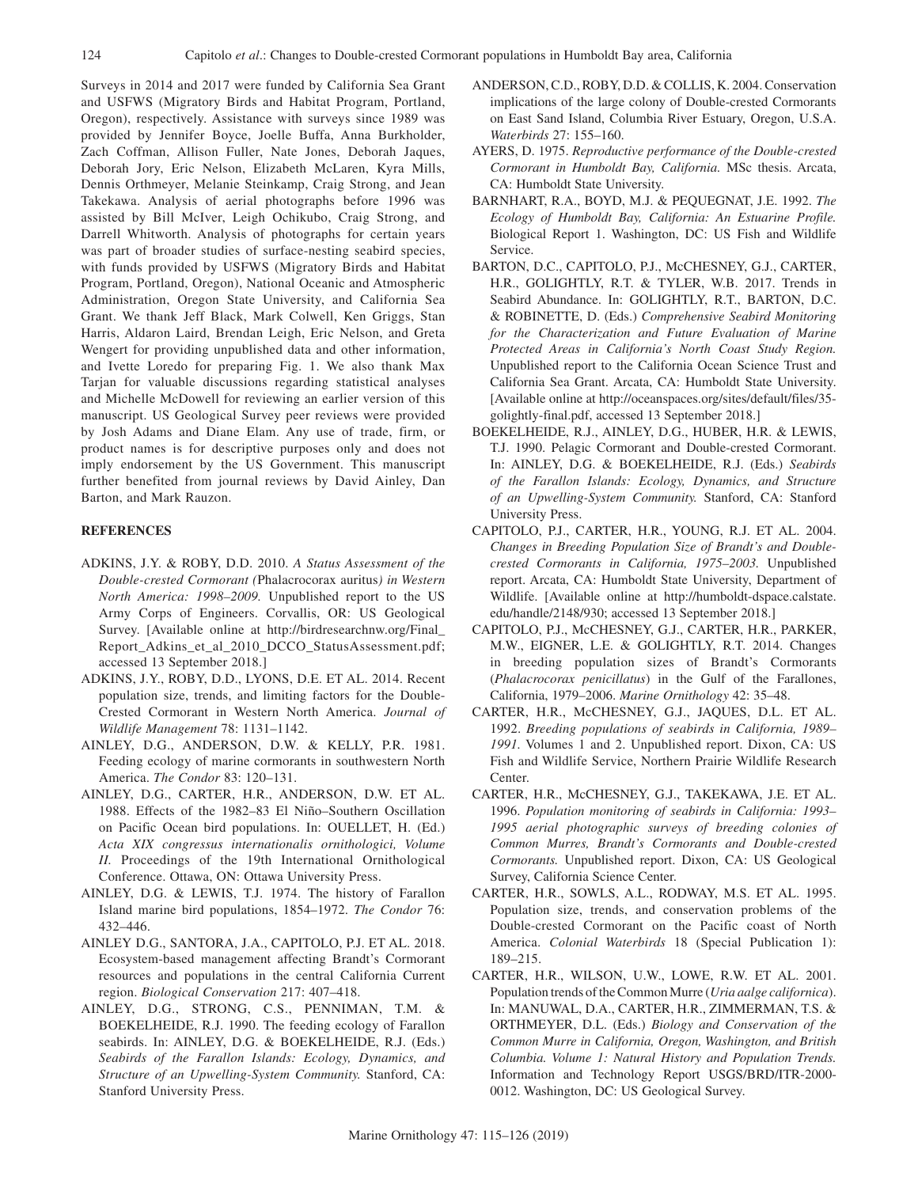Surveys in 2014 and 2017 were funded by California Sea Grant and USFWS (Migratory Birds and Habitat Program, Portland, Oregon), respectively. Assistance with surveys since 1989 was provided by Jennifer Boyce, Joelle Buffa, Anna Burkholder, Zach Coffman, Allison Fuller, Nate Jones, Deborah Jaques, Deborah Jory, Eric Nelson, Elizabeth McLaren, Kyra Mills, Dennis Orthmeyer, Melanie Steinkamp, Craig Strong, and Jean Takekawa. Analysis of aerial photographs before 1996 was assisted by Bill McIver, Leigh Ochikubo, Craig Strong, and Darrell Whitworth. Analysis of photographs for certain years was part of broader studies of surface-nesting seabird species, with funds provided by USFWS (Migratory Birds and Habitat Program, Portland, Oregon), National Oceanic and Atmospheric Administration, Oregon State University, and California Sea Grant. We thank Jeff Black, Mark Colwell, Ken Griggs, Stan Harris, Aldaron Laird, Brendan Leigh, Eric Nelson, and Greta Wengert for providing unpublished data and other information, and Ivette Loredo for preparing Fig. 1. We also thank Max Tarjan for valuable discussions regarding statistical analyses and Michelle McDowell for reviewing an earlier version of this manuscript. US Geological Survey peer reviews were provided by Josh Adams and Diane Elam. Any use of trade, firm, or product names is for descriptive purposes only and does not imply endorsement by the US Government. This manuscript further benefited from journal reviews by David Ainley, Dan Barton, and Mark Rauzon.

## REFERENCES

ADKINS, J.Y. & ROBY, D.D. 2010. *A Status Assessment of the Double-crested Cormorant (*Phalacrocorax auritus*) in Western North America: 1998–2009.* Unpublished report to the US Army Corps of Engineers. Corvallis, OR: US Geological Survey. [Available online at http://birdresearchnw.org/Final_Report_Adkins_et_al_2010_DCCO_StatusAssessment.pdf; accessed 13 September 2018.]

ADKINS, J.Y., ROBY, D.D., LYONS, D.E. ET AL. 2014. Recent population size, trends, and limiting factors for the Double-Crested Cormorant in Western North America. *Journal of Wildlife Management* 78: 1131–1142.

AINLEY, D.G., ANDERSON, D.W. & KELLY, P.R. 1981. Feeding ecology of marine cormorants in southwestern North America. *The Condor* 83: 120–131.

AINLEY, D.G., CARTER, H.R., ANDERSON, D.W. ET AL. 1988. Effects of the 1982–83 El Niño–Southern Oscillation on Pacific Ocean bird populations. In: OUELLET, H. (Ed.) *Acta XIX congressus internationalis ornithologici, Volume II.* Proceedings of the 19th International Ornithological Conference. Ottawa, ON: Ottawa University Press.

AINLEY, D.G. & LEWIS, T.J. 1974. The history of Farallon Island marine bird populations, 1854–1972. *The Condor* 76: 432–446.

AINLEY D.G., SANTORA, J.A., CAPITOLO, P.J. ET AL. 2018. Ecosystem-based management affecting Brandt's Cormorant resources and populations in the central California Current region. *Biological Conservation* 217: 407–418.

AINLEY, D.G., STRONG, C.S., PENNIMAN, T.M. & BOEKELHEIDE, R.J. 1990. The feeding ecology of Farallon seabirds. In: AINLEY, D.G. & BOEKELHEIDE, R.J. (Eds.) *Seabirds of the Farallon Islands: Ecology, Dynamics, and Structure of an Upwelling-System Community.* Stanford, CA: Stanford University Press.

ANDERSON, C.D., ROBY, D.D. & COLLIS, K. 2004. Conservation implications of the large colony of Double-crested Cormorants on East Sand Island, Columbia River Estuary, Oregon, U.S.A. *Waterbirds* 27: 155–160.

AYERS, D. 1975. *Reproductive performance of the Double-crested Cormorant in Humboldt Bay, California.* MSc thesis. Arcata, CA: Humboldt State University.

BARNHART, R.A., BOYD, M.J. & PEQUEGNAT, J.E. 1992. *The Ecology of Humboldt Bay, California: An Estuarine Profile.* Biological Report 1. Washington, DC: US Fish and Wildlife Service.

BARTON, D.C., CAPITOLO, P.J., McCHESNEY, G.J., CARTER, H.R., GOLIGHTLY, R.T. & TYLER, W.B. 2017. Trends in Seabird Abundance. In: GOLIGHTLY, R.T., BARTON, D.C. & ROBINETTE, D. (Eds.) *Comprehensive Seabird Monitoring for the Characterization and Future Evaluation of Marine Protected Areas in California's North Coast Study Region.* Unpublished report to the California Ocean Science Trust and California Sea Grant. Arcata, CA: Humboldt State University. [Available online at http://oceanspaces.org/sites/default/files/35-golightly-final.pdf, accessed 13 September 2018.]

BOEKELHEIDE, R.J., AINLEY, D.G., HUBER, H.R. & LEWIS, T.J. 1990. Pelagic Cormorant and Double-crested Cormorant. In: AINLEY, D.G. & BOEKELHEIDE, R.J. (Eds.) *Seabirds of the Farallon Islands: Ecology, Dynamics, and Structure of an Upwelling-System Community.* Stanford, CA: Stanford University Press.

CAPITOLO, P.J., CARTER, H.R., YOUNG, R.J. ET AL. 2004. *Changes in Breeding Population Size of Brandt's and Double-crested Cormorants in California, 1975–2003.* Unpublished report. Arcata, CA: Humboldt State University, Department of Wildlife. [Available online at http://humboldt-dspace.calstate.edu/handle/2148/930; accessed 13 September 2018.]

CAPITOLO, P.J., McCHESNEY, G.J., CARTER, H.R., PARKER, M.W., EIGNER, L.E. & GOLIGHTLY, R.T. 2014. Changes in breeding population sizes of Brandt's Cormorants (*Phalacrocorax penicillatus*) in the Gulf of the Farallones, California, 1979–2006. *Marine Ornithology* 42: 35–48.

CARTER, H.R., McCHESNEY, G.J., JAQUES, D.L. ET AL. 1992. *Breeding populations of seabirds in California, 1989–1991.* Volumes 1 and 2. Unpublished report. Dixon, CA: US Fish and Wildlife Service, Northern Prairie Wildlife Research Center.

CARTER, H.R., McCHESNEY, G.J., TAKEKAWA, J.E. ET AL. 1996. *Population monitoring of seabirds in California: 1993–1995 aerial photographic surveys of breeding colonies of Common Murres, Brandt's Cormorants and Double-crested Cormorants.* Unpublished report. Dixon, CA: US Geological Survey, California Science Center.

CARTER, H.R., SOWLS, A.L., RODWAY, M.S. ET AL. 1995. Population size, trends, and conservation problems of the Double-crested Cormorant on the Pacific coast of North America. *Colonial Waterbirds* 18 (Special Publication 1): 189–215.

CARTER, H.R., WILSON, U.W., LOWE, R.W. ET AL. 2001. Population trends of the Common Murre (*Uria aalge californica*). In: MANUWAL, D.A., CARTER, H.R., ZIMMERMAN, T.S. & ORTHMEYER, D.L. (Eds.) *Biology and Conservation of the Common Murre in California, Oregon, Washington, and British Columbia. Volume 1: Natural History and Population Trends.* Information and Technology Report USGS/BRD/ITR-2000-0012. Washington, DC: US Geological Survey.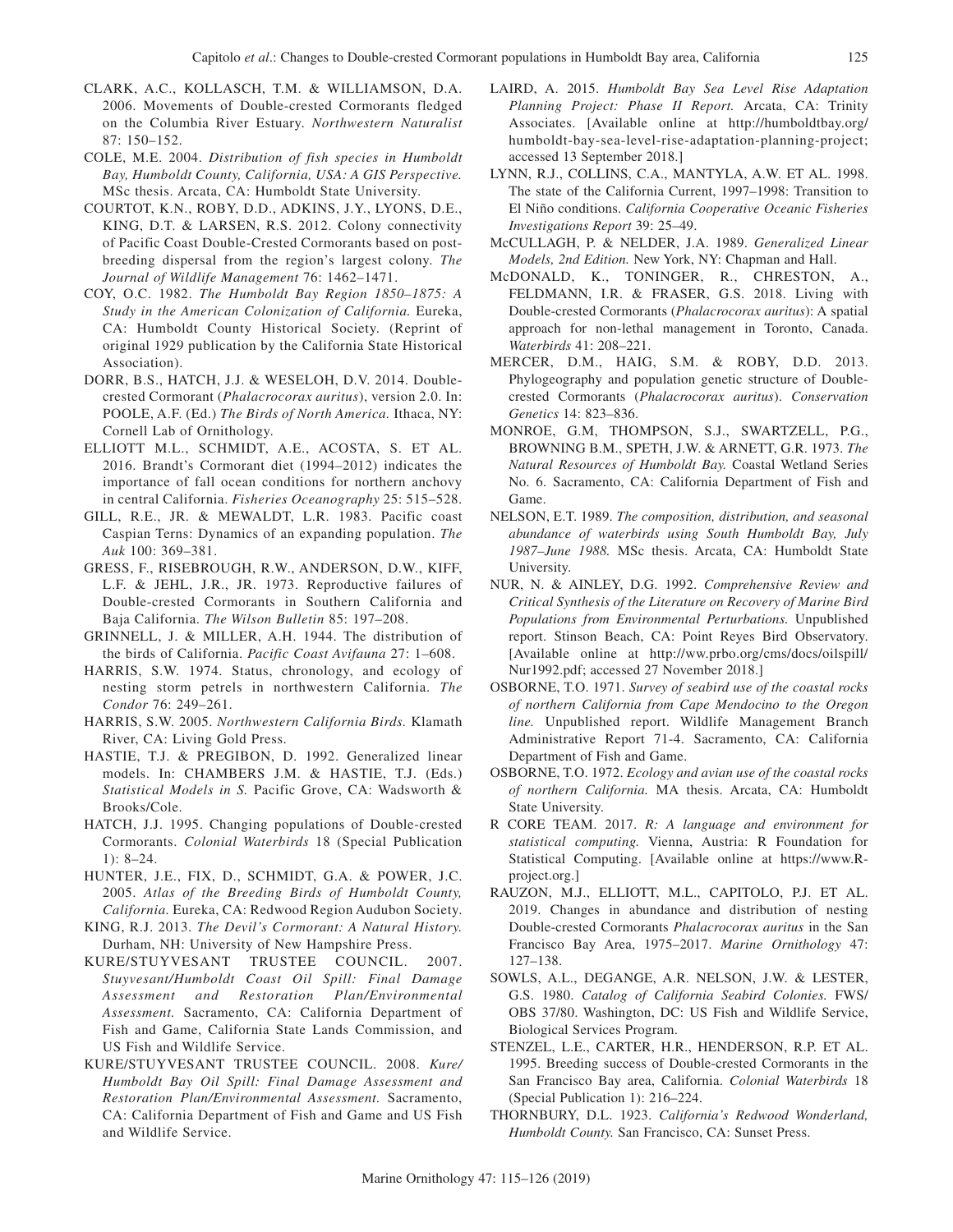CLARK, A.C., KOLLASCH, T.M. & WILLIAMSON, D.A. 2006. Movements of Double-crested Cormorants fledged on the Columbia River Estuary. *Northwestern Naturalist* 87: 150–152.

COLE, M.E. 2004. *Distribution of fish species in Humboldt Bay, Humboldt County, California, USA: A GIS Perspective.* MSc thesis. Arcata, CA: Humboldt State University.

COURTOT, K.N., ROBY, D.D., ADKINS, J.Y., LYONS, D.E., KING, D.T. & LARSEN, R.S. 2012. Colony connectivity of Pacific Coast Double-Crested Cormorants based on post-breeding dispersal from the region's largest colony. *The Journal of Wildlife Management* 76: 1462–1471.

COY, O.C. 1982. *The Humboldt Bay Region 1850–1875: A Study in the American Colonization of California.* Eureka, CA: Humboldt County Historical Society. (Reprint of original 1929 publication by the California State Historical Association).

DORR, B.S., HATCH, J.J. & WESELOH, D.V. 2014. Double-crested Cormorant (*Phalacrocorax auritus*), version 2.0. In: POOLE, A.F. (Ed.) *The Birds of North America.* Ithaca, NY: Cornell Lab of Ornithology.

ELLIOTT M.L., SCHMIDT, A.E., ACOSTA, S. ET AL. 2016. Brandt's Cormorant diet (1994–2012) indicates the importance of fall ocean conditions for northern anchovy in central California. *Fisheries Oceanography* 25: 515–528.

GILL, R.E., JR. & MEWALDT, L.R. 1983. Pacific coast Caspian Terns: Dynamics of an expanding population. *The Auk* 100: 369–381.

GRESS, F., RISEBROUGH, R.W., ANDERSON, D.W., KIFF, L.F. & JEHL, J.R., JR. 1973. Reproductive failures of Double-crested Cormorants in Southern California and Baja California. *The Wilson Bulletin* 85: 197–208.

GRINNELL, J. & MILLER, A.H. 1944. The distribution of the birds of California. *Pacific Coast Avifauna* 27: 1–608.

HARRIS, S.W. 1974. Status, chronology, and ecology of nesting storm petrels in northwestern California. *The Condor* 76: 249–261.

HARRIS, S.W. 2005. *Northwestern California Birds.* Klamath River, CA: Living Gold Press.

HASTIE, T.J. & PREGIBON, D. 1992. Generalized linear models. In: CHAMBERS J.M. & HASTIE, T.J. (Eds.) *Statistical Models in S.* Pacific Grove, CA: Wadsworth & Brooks/Cole.

HATCH, J.J. 1995. Changing populations of Double-crested Cormorants. *Colonial Waterbirds* 18 (Special Publication 1): 8–24.

HUNTER, J.E., FIX, D., SCHMIDT, G.A. & POWER, J.C. 2005. *Atlas of the Breeding Birds of Humboldt County, California.* Eureka, CA: Redwood Region Audubon Society.

KING, R.J. 2013. *The Devil's Cormorant: A Natural History.* Durham, NH: University of New Hampshire Press.

KURE/STUYVESANT TRUSTEE COUNCIL. 2007. *Stuyvesant/Humboldt Coast Oil Spill: Final Damage Assessment and Restoration Plan/Environmental Assessment.* Sacramento, CA: California Department of Fish and Game, California State Lands Commission, and US Fish and Wildlife Service.

KURE/STUYVESANT TRUSTEE COUNCIL. 2008. *Kure/Humboldt Bay Oil Spill: Final Damage Assessment and Restoration Plan/Environmental Assessment.* Sacramento, CA: California Department of Fish and Game and US Fish and Wildlife Service.

LAIRD, A. 2015. *Humboldt Bay Sea Level Rise Adaptation Planning Project: Phase II Report.* Arcata, CA: Trinity Associates. [Available online at http://humboldtbay.org/humboldt-bay-sea-level-rise-adaptation-planning-project; accessed 13 September 2018.]

LYNN, R.J., COLLINS, C.A., MANTYLA, A.W. ET AL. 1998. The state of the California Current, 1997–1998: Transition to El Niño conditions. *California Cooperative Oceanic Fisheries Investigations Report* 39: 25–49.

McCULLAGH, P. & NELDER, J.A. 1989. *Generalized Linear Models, 2nd Edition.* New York, NY: Chapman and Hall.

McDONALD, K., TONINGER, R., CHRESTON, A., FELDMANN, I.R. & FRASER, G.S. 2018. Living with Double-crested Cormorants (*Phalacrocorax auritus*): A spatial approach for non-lethal management in Toronto, Canada. *Waterbirds* 41: 208–221.

MERCER, D.M., HAIG, S.M. & ROBY, D.D. 2013. Phylogeography and population genetic structure of Double-crested Cormorants (*Phalacrocorax auritus*). *Conservation Genetics* 14: 823–836.

MONROE, G.M, THOMPSON, S.J., SWARTZELL, P.G., BROWNING B.M., SPETH, J.W. & ARNETT, G.R. 1973. *The Natural Resources of Humboldt Bay.* Coastal Wetland Series No. 6. Sacramento, CA: California Department of Fish and Game.

NELSON, E.T. 1989. *The composition, distribution, and seasonal abundance of waterbirds using South Humboldt Bay, July 1987–June 1988.* MSc thesis. Arcata, CA: Humboldt State University.

NUR, N. & AINLEY, D.G. 1992. *Comprehensive Review and Critical Synthesis of the Literature on Recovery of Marine Bird Populations from Environmental Perturbations.* Unpublished report. Stinson Beach, CA: Point Reyes Bird Observatory. [Available online at http://ww.prbo.org/cms/docs/oilspill/Nur1992.pdf; accessed 27 November 2018.]

OSBORNE, T.O. 1971. *Survey of seabird use of the coastal rocks of northern California from Cape Mendocino to the Oregon line.* Unpublished report. Wildlife Management Branch Administrative Report 71-4. Sacramento, CA: California Department of Fish and Game.

OSBORNE, T.O. 1972. *Ecology and avian use of the coastal rocks of northern California.* MA thesis. Arcata, CA: Humboldt State University.

R CORE TEAM. 2017. *R: A language and environment for statistical computing.* Vienna, Austria: R Foundation for Statistical Computing. [Available online at https://www.R-project.org.]

RAUZON, M.J., ELLIOTT, M.L., CAPITOLO, P.J. ET AL. 2019. Changes in abundance and distribution of nesting Double-crested Cormorants *Phalacrocorax auritus* in the San Francisco Bay Area, 1975–2017. *Marine Ornithology* 47: 127–138.

SOWLS, A.L., DEGANGE, A.R. NELSON, J.W. & LESTER, G.S. 1980. *Catalog of California Seabird Colonies.* FWS/OBS 37/80. Washington, DC: US Fish and Wildlife Service, Biological Services Program.

STENZEL, L.E., CARTER, H.R., HENDERSON, R.P. ET AL. 1995. Breeding success of Double-crested Cormorants in the San Francisco Bay area, California. *Colonial Waterbirds* 18 (Special Publication 1): 216–224.

THORNBURY, D.L. 1923. *California's Redwood Wonderland, Humboldt County.* San Francisco, CA: Sunset Press.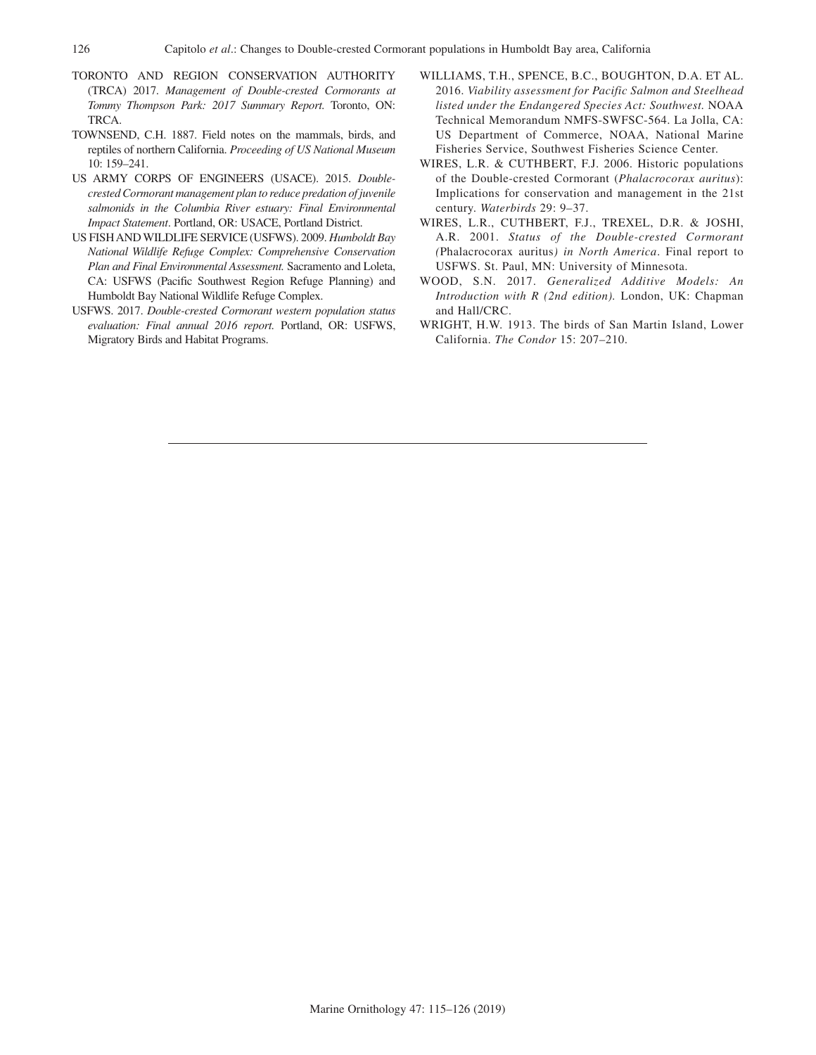TORONTO AND REGION CONSERVATION AUTHORITY (TRCA) 2017. *Management of Double-crested Cormorants at Tommy Thompson Park: 2017 Summary Report.* Toronto, ON: TRCA.

TOWNSEND, C.H. 1887. Field notes on the mammals, birds, and reptiles of northern California. *Proceeding of US National Museum* 10: 159–241.

US ARMY CORPS OF ENGINEERS (USACE). 2015. *Double-crested Cormorant management plan to reduce predation of juvenile salmonids in the Columbia River estuary: Final Environmental Impact Statement*. Portland, OR: USACE, Portland District.

US FISH AND WILDLIFE SERVICE (USFWS). 2009. *Humboldt Bay National Wildlife Refuge Complex: Comprehensive Conservation Plan and Final Environmental Assessment.* Sacramento and Loleta, CA: USFWS (Pacific Southwest Region Refuge Planning) and Humboldt Bay National Wildlife Refuge Complex.

USFWS. 2017. *Double-crested Cormorant western population status evaluation: Final annual 2016 report.* Portland, OR: USFWS, Migratory Birds and Habitat Programs.

WILLIAMS, T.H., SPENCE, B.C., BOUGHTON, D.A. ET AL. 2016. *Viability assessment for Pacific Salmon and Steelhead listed under the Endangered Species Act: Southwest.* NOAA Technical Memorandum NMFS-SWFSC-564. La Jolla, CA: US Department of Commerce, NOAA, National Marine Fisheries Service, Southwest Fisheries Science Center.

WIRES, L.R. & CUTHBERT, F.J. 2006. Historic populations of the Double-crested Cormorant (*Phalacrocorax auritus*): Implications for conservation and management in the 21st century. *Waterbirds* 29: 9–37.

WIRES, L.R., CUTHBERT, F.J., TREXEL, D.R. & JOSHI, A.R. 2001. *Status of the Double-crested Cormorant (*Phalacrocorax auritus*) in North America*. Final report to USFWS. St. Paul, MN: University of Minnesota.

WOOD, S.N. 2017. *Generalized Additive Models: An Introduction with R (2nd edition).* London, UK: Chapman and Hall/CRC.

WRIGHT, H.W. 1913. The birds of San Martin Island, Lower California. *The Condor* 15: 207–210.